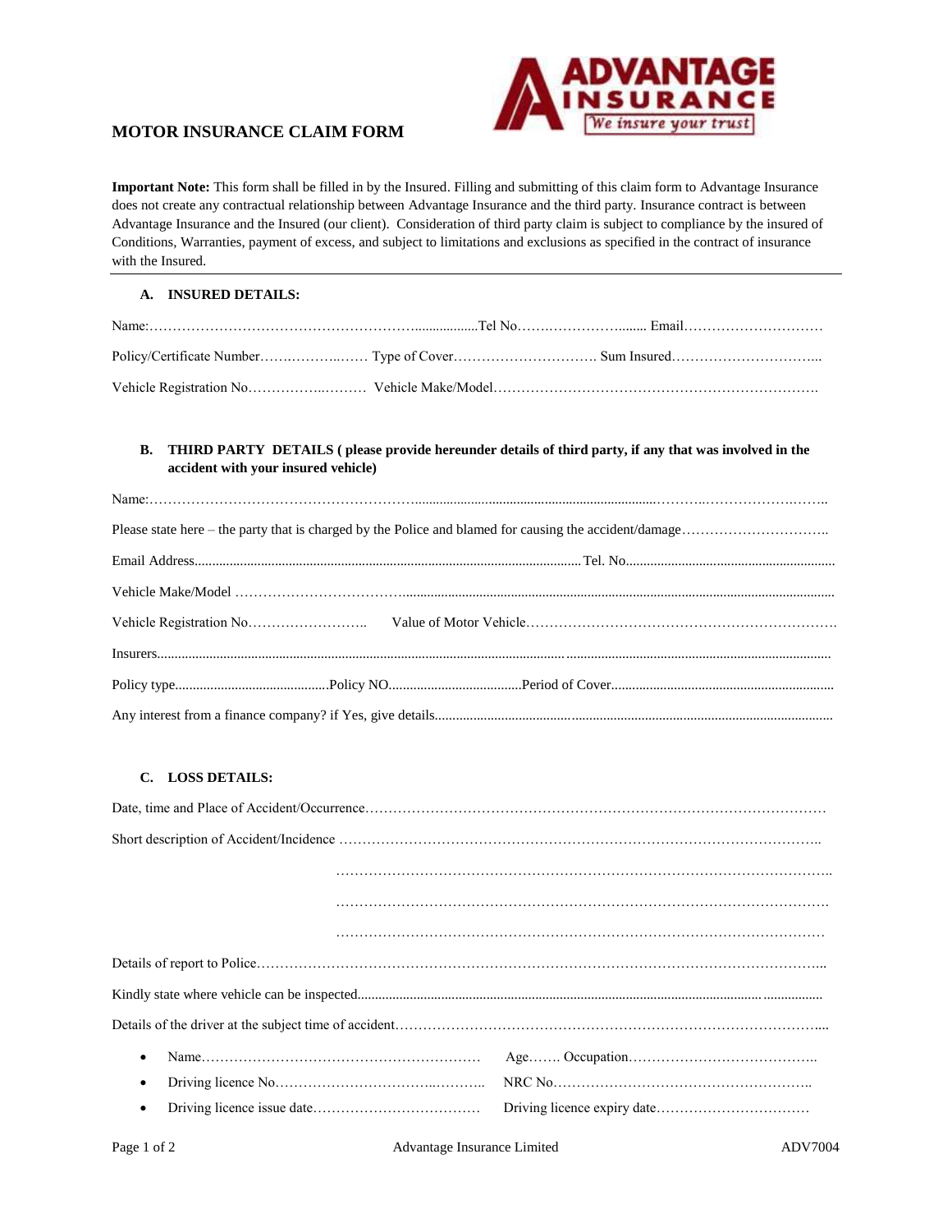# MOTOR INSURANCE CLAIM FORM

ADVANTAGE INSURANCE
We insure your trust

**Important Note:** This form shall be filled in by the Insured. Filling and submitting of this claim form to Advantage Insurance does not create any contractual relationship between Advantage Insurance and the third party. Insurance contract is between Advantage Insurance and the Insured (our client). Consideration of third party claim is subject to compliance by the insured of Conditions, Warranties, payment of excess, and subject to limitations and exclusions as specified in the contract of insurance with the Insured.

---

## A. INSURED DETAILS:

Name:……………………………………………………..................Tel No…….…………….…...... Email…………………………

Policy/Certificate Number…….………..…… Type of Cover…………………………. Sum Insured…………………………..

Vehicle Registration No……………..……… Vehicle Make/Model…………………………………………………………….

## B. THIRD PARTY DETAILS ( please provide hereunder details of third party, if any that was involved in the accident with your insured vehicle)

Name:……………………………………………………...........................................................................……….……………….……..

Please state here – the party that is charged by the Police and blamed for causing the accident/damage…………………………..

Email Address............................................................................................................... Tel. No............................................................

Vehicle Make/Model ………………………………...............................................................................................................................

Vehicle Registration No…………………….. Value of Motor Vehicle……………………………………………………….

Insurers...........................................................................................................................................................................................

Policy type...........................................Policy NO......................................Period of Cover...............................................................

Any interest from a finance company? if Yes, give details...............................................................................................................

## C. LOSS DETAILS:

Date, time and Place of Accident/Occurrence……………………………………………………………………………………

Short description of Accident/Incidence …………………………………………………………………………………..

…………………………………………………………………………………………..

…………………………………………………………………………………………

…………………………………………………………………………………………

Details of report to Police………………………………………………………………………………………………...

Kindly state where vehicle can be inspected..................................................................................................................................

Details of the driver at the subject time of accident……………………………………………………………………....

- Name…………………………………………………… Age……. Occupation…………………………………..
- Driving licence No……………………………..……….. NRC No……………………………………………..
- Driving licence issue date……………………………… Driving licence expiry date……………………………

Advantage Insurance Limited ADV7004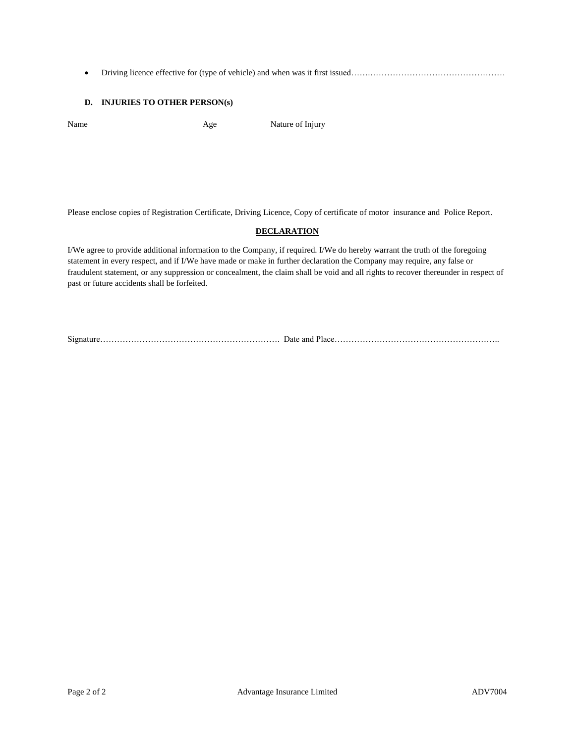- Driving licence effective for (type of vehicle) and when was it first issued…….…………………………………………

**D. INJURIES TO OTHER PERSON(s)**

| Name | Age | Nature of Injury |
|---|---|---|
| | | |

Please enclose copies of Registration Certificate, Driving Licence, Copy of certificate of motor insurance and Police Report.

**DECLARATION**

I/We agree to provide additional information to the Company, if required. I/We do hereby warrant the truth of the foregoing statement in every respect, and if I/We have made or make in further declaration the Company may require, any false or fraudulent statement, or any suppression or concealment, the claim shall be void and all rights to recover thereunder in respect of past or future accidents shall be forfeited.

Signature………………………………………………………. Date and Place…………………………………………………..